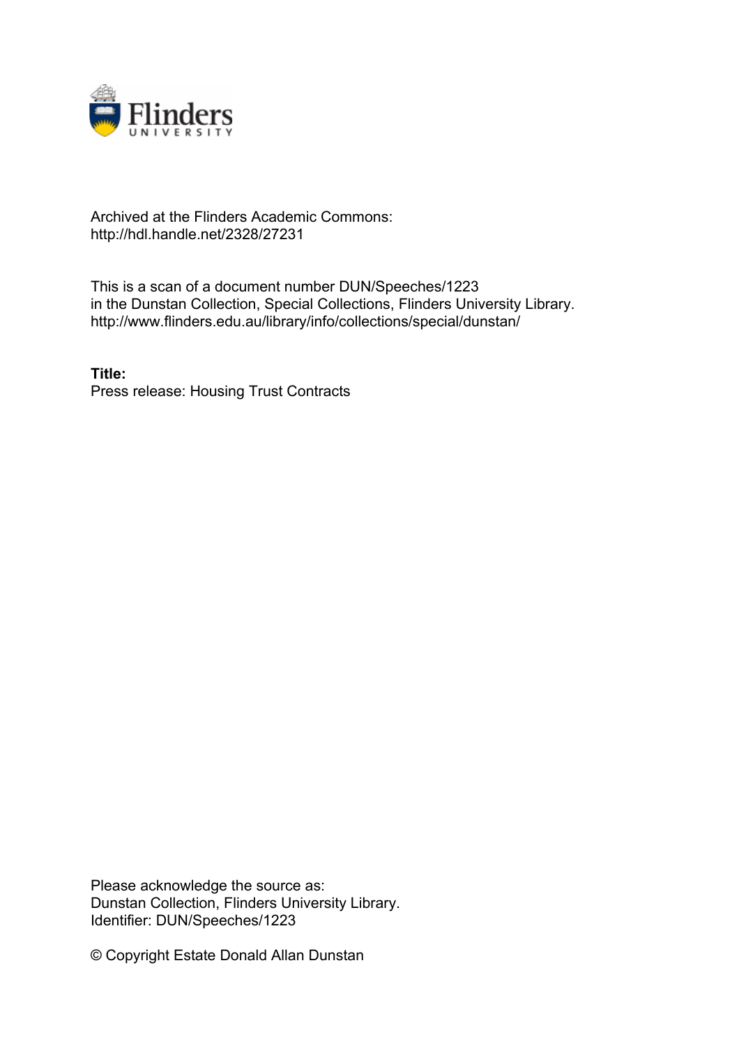Archived at the Flinders Academic Commons:
http://hdl.handle.net/2328/27231

This is a scan of a document number DUN/Speeches/1223
in the Dunstan Collection, Special Collections, Flinders University Library.
http://www.flinders.edu.au/library/info/collections/special/dunstan/

**Title:**
Press release: Housing Trust Contracts

Please acknowledge the source as:
Dunstan Collection, Flinders University Library.
Identifier: DUN/Speeches/1223

© Copyright Estate Donald Allan Dunstan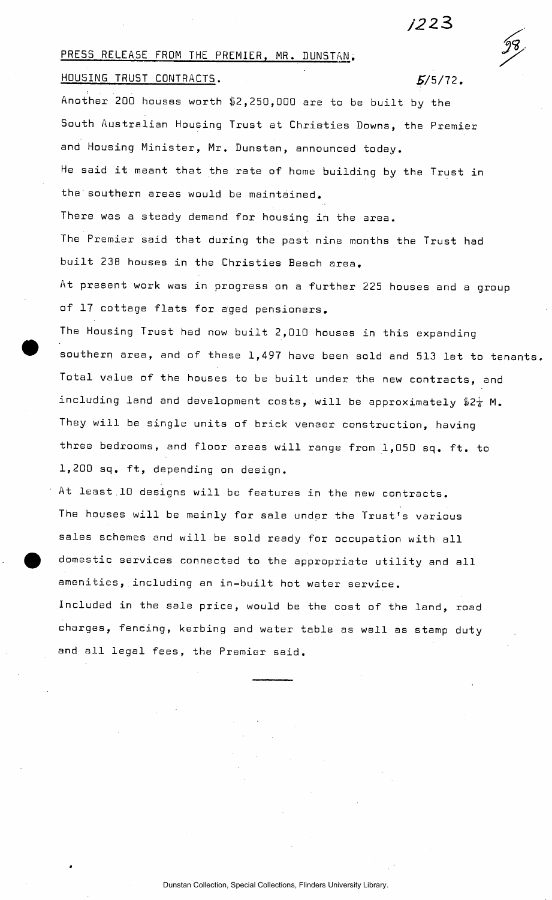PRESS RELEASE FROM THE PREMIER, MR. DUNSTAN.

HOUSING TRUST CONTRACTS. 5/5/72.

Another 200 houses worth $2,250,000 are to be built by the South Australian Housing Trust at Christies Downs, the Premier and Housing Minister, Mr. Dunstan, announced today.

He said it meant that the rate of home building by the Trust in the southern areas would be maintained.

There was a steady demand for housing in the area.

The Premier said that during the past nine months the Trust had built 238 houses in the Christies Beach area.

At present work was in progress on a further 225 houses and a group of 17 cottage flats for aged pensioners.

The Housing Trust had now built 2,010 houses in this expanding southern area, and of these 1,497 have been sold and 513 let to tenants.

Total value of the houses to be built under the new contracts, and including land and development costs, will be approximately $2¼ M.

They will be single units of brick veneer construction, having three bedrooms, and floor areas will range from 1,050 sq. ft. to 1,200 sq. ft, depending on design.

At least 10 designs will be features in the new contracts.

The houses will be mainly for sale under the Trust's various sales schemes and will be sold ready for occupation with all domestic services connected to the appropriate utility and all amenities, including an in-built hot water service.

Included in the sale price, would be the cost of the land, road charges, fencing, kerbing and water table as well as stamp duty and all legal fees, the Premier said.

---